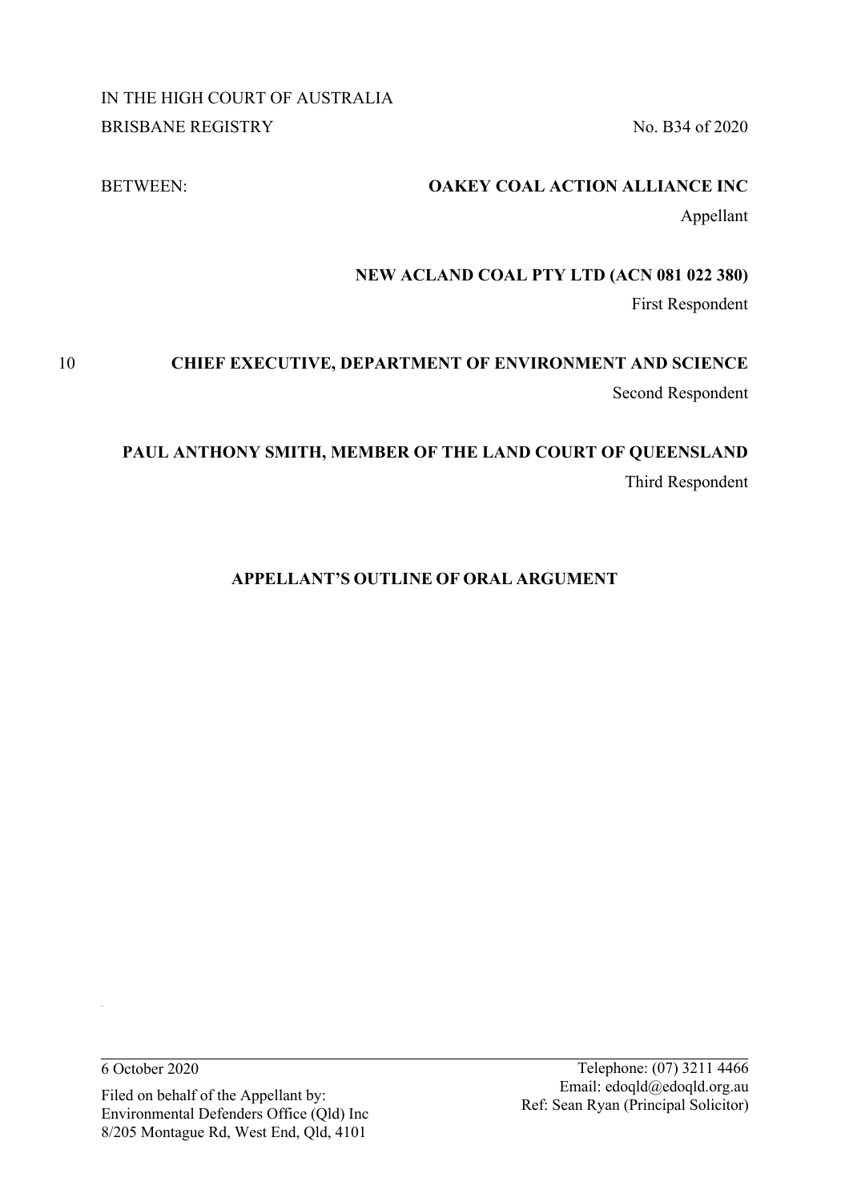IN THE HIGH COURT OF AUSTRALIA

BRISBANE REGISTRY No. B34 of 2020

BETWEEN: **OAKEY COAL ACTION ALLIANCE INC**

Appellant

**NEW ACLAND COAL PTY LTD (ACN 081 022 380)**

First Respondent

**CHIEF EXECUTIVE, DEPARTMENT OF ENVIRONMENT AND SCIENCE**

Second Respondent

**PAUL ANTHONY SMITH, MEMBER OF THE LAND COURT OF QUEENSLAND**

Third Respondent

**APPELLANT'S OUTLINE OF ORAL ARGUMENT**

---

6 October 2020

Filed on behalf of the Appellant by:
Environmental Defenders Office (Qld) Inc
8/205 Montague Rd, West End, Qld, 4101

Telephone: (07) 3211 4466
Email: edoqld@edoqld.org.au
Ref: Sean Ryan (Principal Solicitor)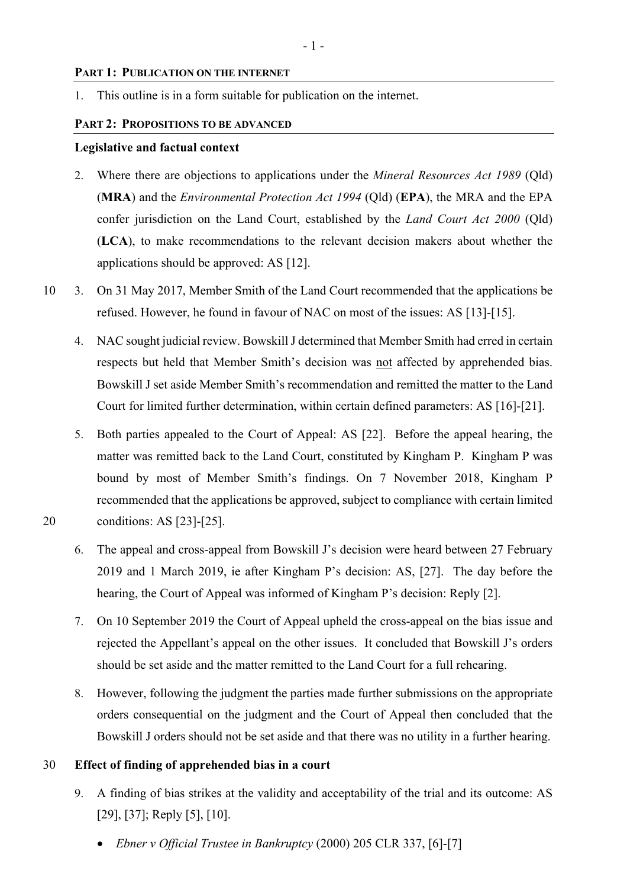## PART 1: PUBLICATION ON THE INTERNET

1. This outline is in a form suitable for publication on the internet.

## PART 2: PROPOSITIONS TO BE ADVANCED

### Legislative and factual context

2. Where there are objections to applications under the *Mineral Resources Act 1989* (Qld) (**MRA**) and the *Environmental Protection Act 1994* (Qld) (**EPA**), the MRA and the EPA confer jurisdiction on the Land Court, established by the *Land Court Act 2000* (Qld) (**LCA**), to make recommendations to the relevant decision makers about whether the applications should be approved: AS [12].

3. On 31 May 2017, Member Smith of the Land Court recommended that the applications be refused. However, he found in favour of NAC on most of the issues: AS [13]-[15].

4. NAC sought judicial review. Bowskill J determined that Member Smith had erred in certain respects but held that Member Smith's decision was not affected by apprehended bias. Bowskill J set aside Member Smith's recommendation and remitted the matter to the Land Court for limited further determination, within certain defined parameters: AS [16]-[21].

5. Both parties appealed to the Court of Appeal: AS [22]. Before the appeal hearing, the matter was remitted back to the Land Court, constituted by Kingham P. Kingham P was bound by most of Member Smith's findings. On 7 November 2018, Kingham P recommended that the applications be approved, subject to compliance with certain limited conditions: AS [23]-[25].

6. The appeal and cross-appeal from Bowskill J's decision were heard between 27 February 2019 and 1 March 2019, ie after Kingham P's decision: AS, [27]. The day before the hearing, the Court of Appeal was informed of Kingham P's decision: Reply [2].

7. On 10 September 2019 the Court of Appeal upheld the cross-appeal on the bias issue and rejected the Appellant's appeal on the other issues. It concluded that Bowskill J's orders should be set aside and the matter remitted to the Land Court for a full rehearing.

8. However, following the judgment the parties made further submissions on the appropriate orders consequential on the judgment and the Court of Appeal then concluded that the Bowskill J orders should not be set aside and that there was no utility in a further hearing.

### Effect of finding of apprehended bias in a court

9. A finding of bias strikes at the validity and acceptability of the trial and its outcome: AS [29], [37]; Reply [5], [10].
   - *Ebner v Official Trustee in Bankruptcy* (2000) 205 CLR 337, [6]-[7]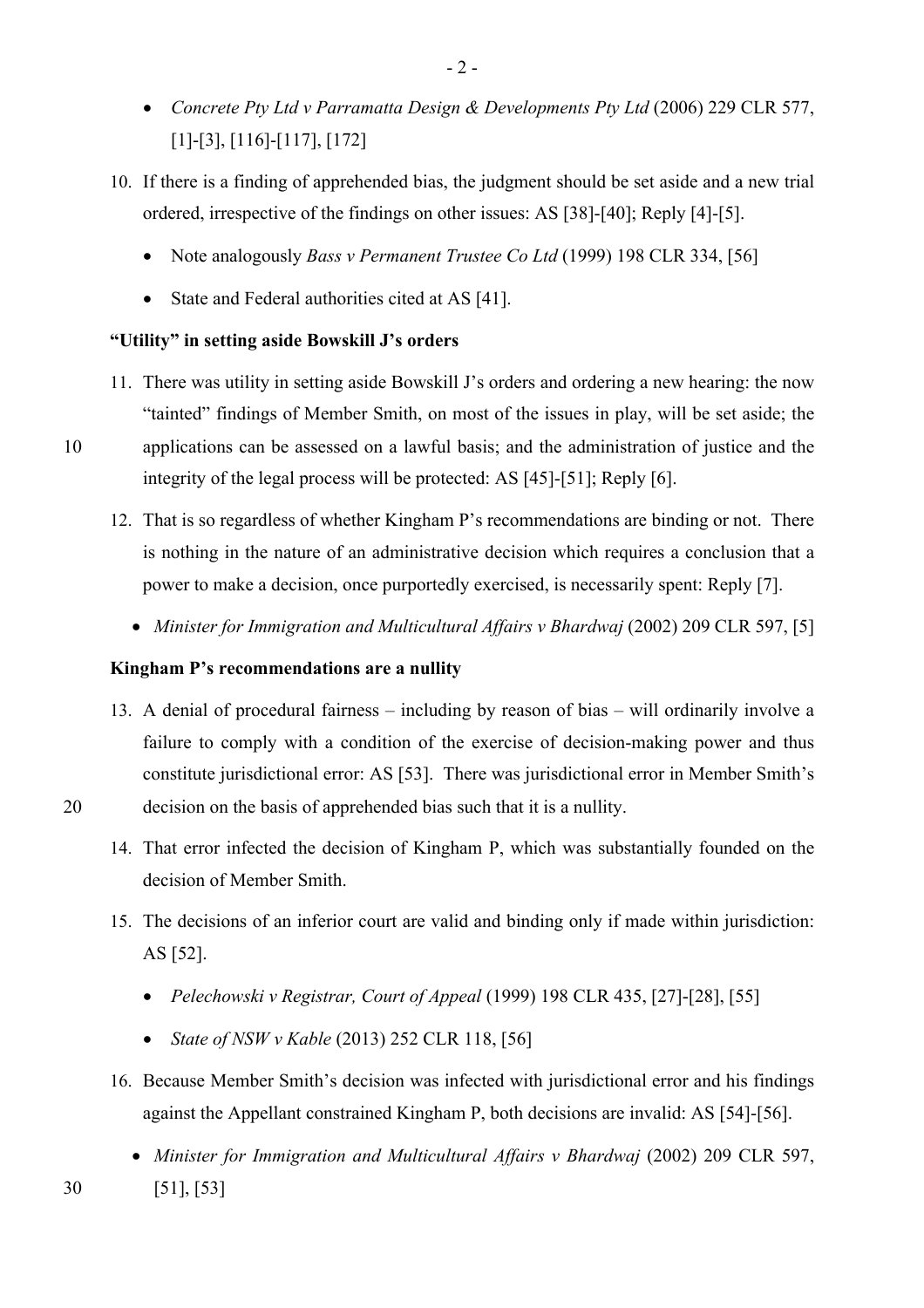- *Concrete Pty Ltd v Parramatta Design & Developments Pty Ltd* (2006) 229 CLR 577, [1]-[3], [116]-[117], [172]

10. If there is a finding of apprehended bias, the judgment should be set aside and a new trial ordered, irrespective of the findings on other issues: AS [38]-[40]; Reply [4]-[5].

    - Note analogously *Bass v Permanent Trustee Co Ltd* (1999) 198 CLR 334, [56]
    - State and Federal authorities cited at AS [41].

**"Utility" in setting aside Bowskill J's orders**

11. There was utility in setting aside Bowskill J's orders and ordering a new hearing: the now "tainted" findings of Member Smith, on most of the issues in play, will be set aside; the applications can be assessed on a lawful basis; and the administration of justice and the integrity of the legal process will be protected: AS [45]-[51]; Reply [6].

12. That is so regardless of whether Kingham P's recommendations are binding or not. There is nothing in the nature of an administrative decision which requires a conclusion that a power to make a decision, once purportedly exercised, is necessarily spent: Reply [7].

    - *Minister for Immigration and Multicultural Affairs v Bhardwaj* (2002) 209 CLR 597, [5]

**Kingham P's recommendations are a nullity**

13. A denial of procedural fairness – including by reason of bias – will ordinarily involve a failure to comply with a condition of the exercise of decision-making power and thus constitute jurisdictional error: AS [53]. There was jurisdictional error in Member Smith's decision on the basis of apprehended bias such that it is a nullity.

14. That error infected the decision of Kingham P, which was substantially founded on the decision of Member Smith.

15. The decisions of an inferior court are valid and binding only if made within jurisdiction: AS [52].

    - *Pelechowski v Registrar, Court of Appeal* (1999) 198 CLR 435, [27]-[28], [55]
    - *State of NSW v Kable* (2013) 252 CLR 118, [56]

16. Because Member Smith's decision was infected with jurisdictional error and his findings against the Appellant constrained Kingham P, both decisions are invalid: AS [54]-[56].

    - *Minister for Immigration and Multicultural Affairs v Bhardwaj* (2002) 209 CLR 597, [51], [53]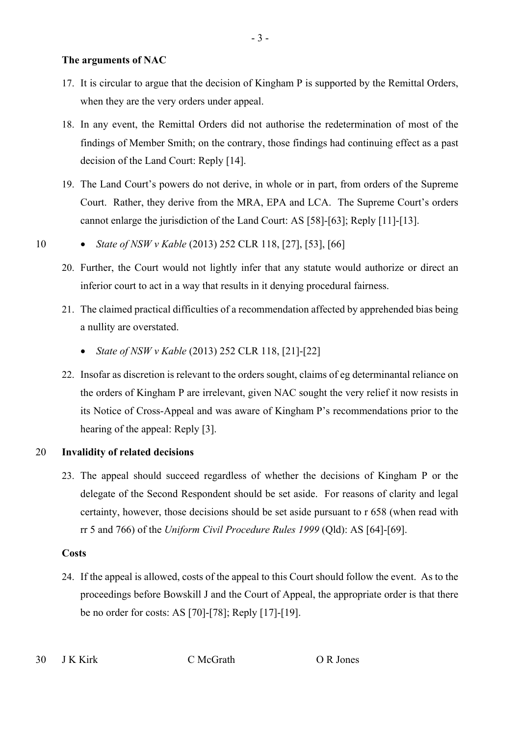**The arguments of NAC**

17. It is circular to argue that the decision of Kingham P is supported by the Remittal Orders, when they are the very orders under appeal.

18. In any event, the Remittal Orders did not authorise the redetermination of most of the findings of Member Smith; on the contrary, those findings had continuing effect as a past decision of the Land Court: Reply [14].

19. The Land Court's powers do not derive, in whole or in part, from orders of the Supreme Court. Rather, they derive from the MRA, EPA and LCA. The Supreme Court's orders cannot enlarge the jurisdiction of the Land Court: AS [58]-[63]; Reply [11]-[13].

    - *State of NSW v Kable* (2013) 252 CLR 118, [27], [53], [66]

20. Further, the Court would not lightly infer that any statute would authorize or direct an inferior court to act in a way that results in it denying procedural fairness.

21. The claimed practical difficulties of a recommendation affected by apprehended bias being a nullity are overstated.

    - *State of NSW v Kable* (2013) 252 CLR 118, [21]-[22]

22. Insofar as discretion is relevant to the orders sought, claims of eg determinantal reliance on the orders of Kingham P are irrelevant, given NAC sought the very relief it now resists in its Notice of Cross-Appeal and was aware of Kingham P's recommendations prior to the hearing of the appeal: Reply [3].

**Invalidity of related decisions**

23. The appeal should succeed regardless of whether the decisions of Kingham P or the delegate of the Second Respondent should be set aside. For reasons of clarity and legal certainty, however, those decisions should be set aside pursuant to r 658 (when read with rr 5 and 766) of the *Uniform Civil Procedure Rules 1999* (Qld): AS [64]-[69].

**Costs**

24. If the appeal is allowed, costs of the appeal to this Court should follow the event. As to the proceedings before Bowskill J and the Court of Appeal, the appropriate order is that there be no order for costs: AS [70]-[78]; Reply [17]-[19].

J K Kirk　　　　C McGrath　　　　O R Jones